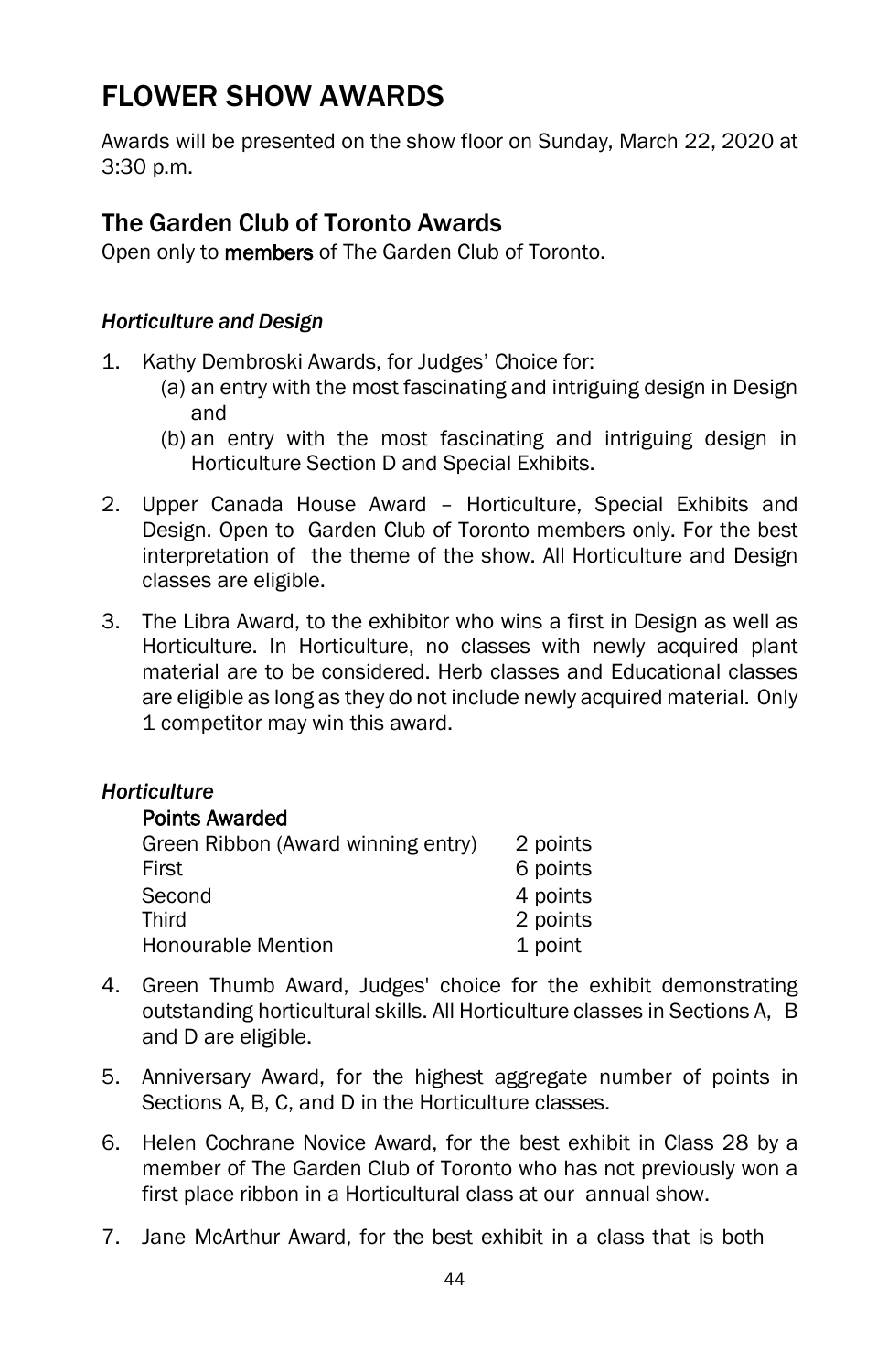# FLOWER SHOW AWARDS

Awards will be presented on the show floor on Sunday, March 22, 2020 at 3:30 p.m.

## The Garden Club of Toronto Awards

Open only to **members** of The Garden Club of Toronto.

### *Horticulture and Design*

1. Kathy Dembroski Awards, for Judges' Choice for:
   - (a) an entry with the most fascinating and intriguing design in Design and
   - (b) an entry with the most fascinating and intriguing design in Horticulture Section D and Special Exhibits.
2. Upper Canada House Award – Horticulture, Special Exhibits and Design. Open to Garden Club of Toronto members only. For the best interpretation of the theme of the show. All Horticulture and Design classes are eligible.
3. The Libra Award, to the exhibitor who wins a first in Design as well as Horticulture. In Horticulture, no classes with newly acquired plant material are to be considered. Herb classes and Educational classes are eligible as long as they do not include newly acquired material. Only 1 competitor may win this award.

### *Horticulture*

**Points Awarded**

| | |
|---|---|
| Green Ribbon (Award winning entry) | 2 points |
| First | 6 points |
| Second | 4 points |
| Third | 2 points |
| Honourable Mention | 1 point |

4. Green Thumb Award, Judges' choice for the exhibit demonstrating outstanding horticultural skills. All Horticulture classes in Sections A, B and D are eligible.
5. Anniversary Award, for the highest aggregate number of points in Sections A, B, C, and D in the Horticulture classes.
6. Helen Cochrane Novice Award, for the best exhibit in Class 28 by a member of The Garden Club of Toronto who has not previously won a first place ribbon in a Horticultural class at our annual show.
7. Jane McArthur Award, for the best exhibit in a class that is both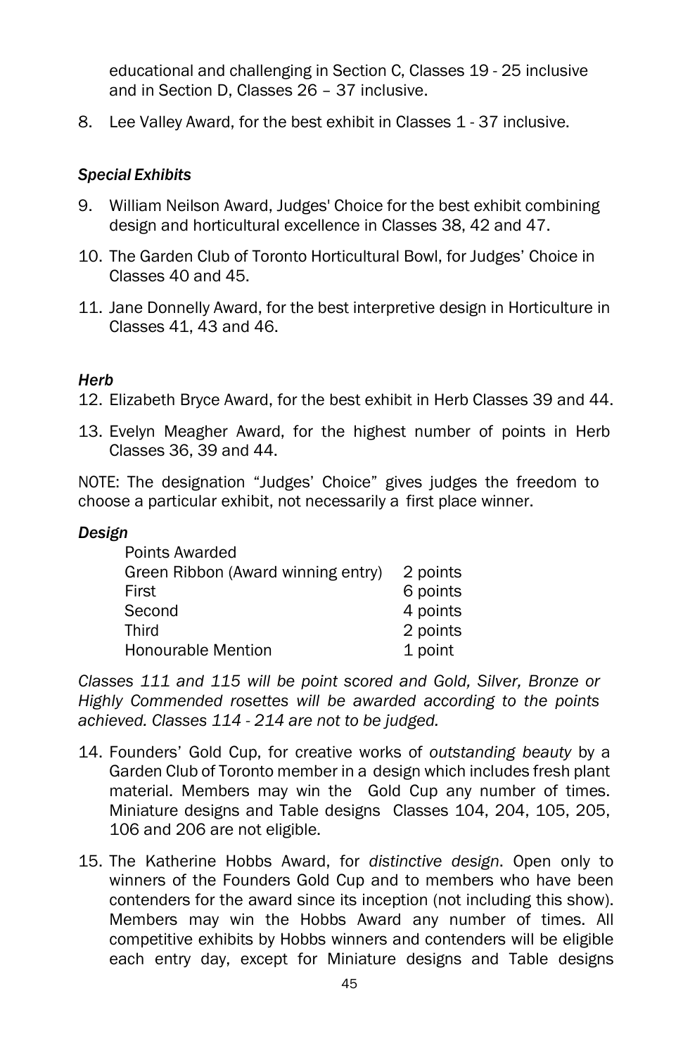educational and challenging in Section C, Classes 19 - 25 inclusive and in Section D, Classes 26 – 37 inclusive.

8. Lee Valley Award, for the best exhibit in Classes 1 - 37 inclusive.

### *Special Exhibits*

9. William Neilson Award, Judges' Choice for the best exhibit combining design and horticultural excellence in Classes 38, 42 and 47.

10. The Garden Club of Toronto Horticultural Bowl, for Judges' Choice in Classes 40 and 45.

11. Jane Donnelly Award, for the best interpretive design in Horticulture in Classes 41, 43 and 46.

### *Herb*

12. Elizabeth Bryce Award, for the best exhibit in Herb Classes 39 and 44.

13. Evelyn Meagher Award, for the highest number of points in Herb Classes 36, 39 and 44.

NOTE: The designation "Judges' Choice" gives judges the freedom to choose a particular exhibit, not necessarily a first place winner.

### *Design*

| Points Awarded | |
|---|---|
| Green Ribbon (Award winning entry) | 2 points |
| First | 6 points |
| Second | 4 points |
| Third | 2 points |
| Honourable Mention | 1 point |

*Classes 111 and 115 will be point scored and Gold, Silver, Bronze or Highly Commended rosettes will be awarded according to the points achieved. Classes 114 - 214 are not to be judged.*

14. Founders' Gold Cup, for creative works of *outstanding beauty* by a Garden Club of Toronto member in a design which includes fresh plant material. Members may win the Gold Cup any number of times. Miniature designs and Table designs Classes 104, 204, 105, 205, 106 and 206 are not eligible.

15. The Katherine Hobbs Award, for *distinctive design*. Open only to winners of the Founders Gold Cup and to members who have been contenders for the award since its inception (not including this show). Members may win the Hobbs Award any number of times. All competitive exhibits by Hobbs winners and contenders will be eligible each entry day, except for Miniature designs and Table designs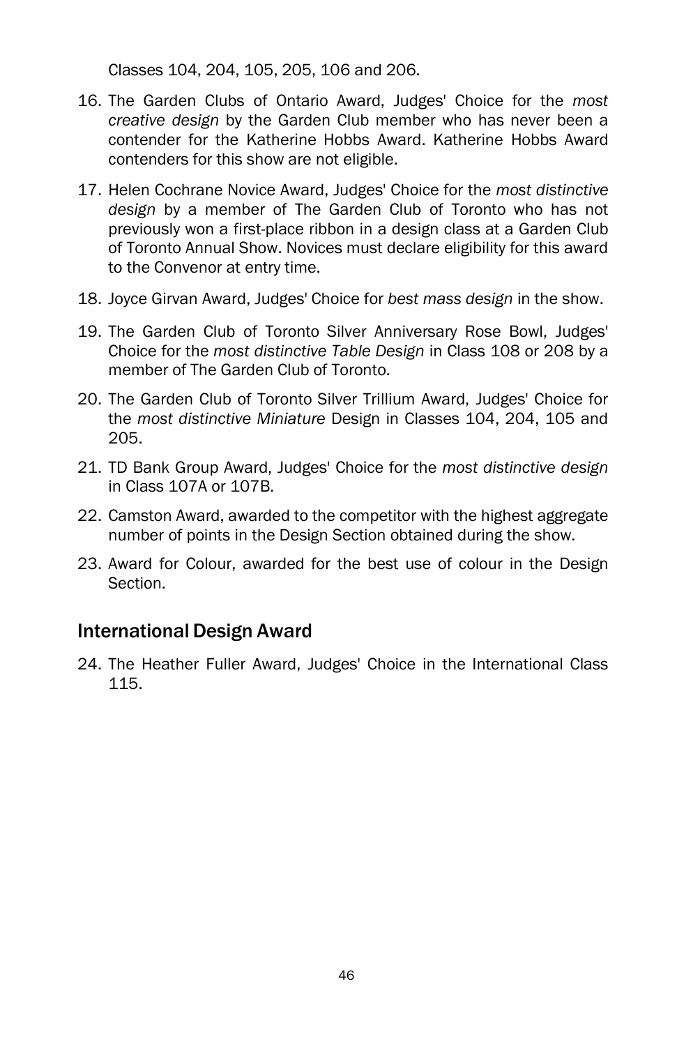Classes 104, 204, 105, 205, 106 and 206.

16. The Garden Clubs of Ontario Award, Judges' Choice for the *most creative design* by the Garden Club member who has never been a contender for the Katherine Hobbs Award. Katherine Hobbs Award contenders for this show are not eligible.
17. Helen Cochrane Novice Award, Judges' Choice for the *most distinctive design* by a member of The Garden Club of Toronto who has not previously won a first-place ribbon in a design class at a Garden Club of Toronto Annual Show. Novices must declare eligibility for this award to the Convenor at entry time.
18. Joyce Girvan Award, Judges' Choice for *best mass design* in the show.
19. The Garden Club of Toronto Silver Anniversary Rose Bowl, Judges' Choice for the *most distinctive Table Design* in Class 108 or 208 by a member of The Garden Club of Toronto.
20. The Garden Club of Toronto Silver Trillium Award, Judges' Choice for the *most distinctive Miniature* Design in Classes 104, 204, 105 and 205.
21. TD Bank Group Award, Judges' Choice for the *most distinctive design* in Class 107A or 107B.
22. Camston Award, awarded to the competitor with the highest aggregate number of points in the Design Section obtained during the show.
23. Award for Colour, awarded for the best use of colour in the Design Section.

## International Design Award

24. The Heather Fuller Award, Judges' Choice in the International Class 115.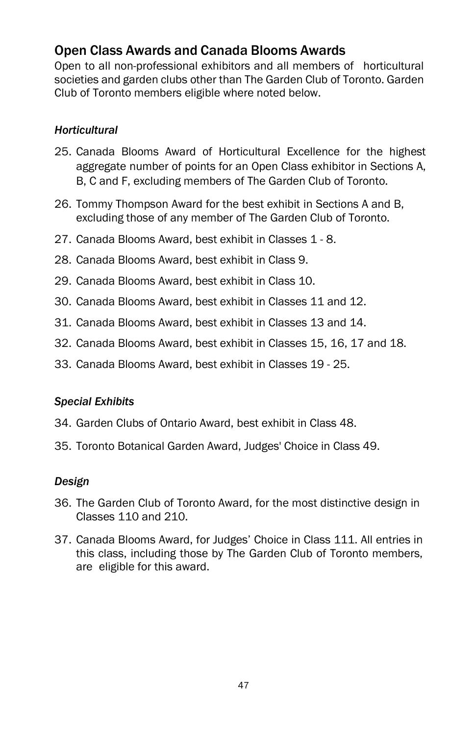## Open Class Awards and Canada Blooms Awards

Open to all non-professional exhibitors and all members of horticultural societies and garden clubs other than The Garden Club of Toronto. Garden Club of Toronto members eligible where noted below.

### *Horticultural*

25. Canada Blooms Award of Horticultural Excellence for the highest aggregate number of points for an Open Class exhibitor in Sections A, B, C and F, excluding members of The Garden Club of Toronto.
26. Tommy Thompson Award for the best exhibit in Sections A and B, excluding those of any member of The Garden Club of Toronto.
27. Canada Blooms Award, best exhibit in Classes 1 - 8.
28. Canada Blooms Award, best exhibit in Class 9.
29. Canada Blooms Award, best exhibit in Class 10.
30. Canada Blooms Award, best exhibit in Classes 11 and 12.
31. Canada Blooms Award, best exhibit in Classes 13 and 14.
32. Canada Blooms Award, best exhibit in Classes 15, 16, 17 and 18.
33. Canada Blooms Award, best exhibit in Classes 19 - 25.

### *Special Exhibits*

34. Garden Clubs of Ontario Award, best exhibit in Class 48.
35. Toronto Botanical Garden Award, Judges' Choice in Class 49.

### *Design*

36. The Garden Club of Toronto Award, for the most distinctive design in Classes 110 and 210.
37. Canada Blooms Award, for Judges' Choice in Class 111. All entries in this class, including those by The Garden Club of Toronto members, are eligible for this award.